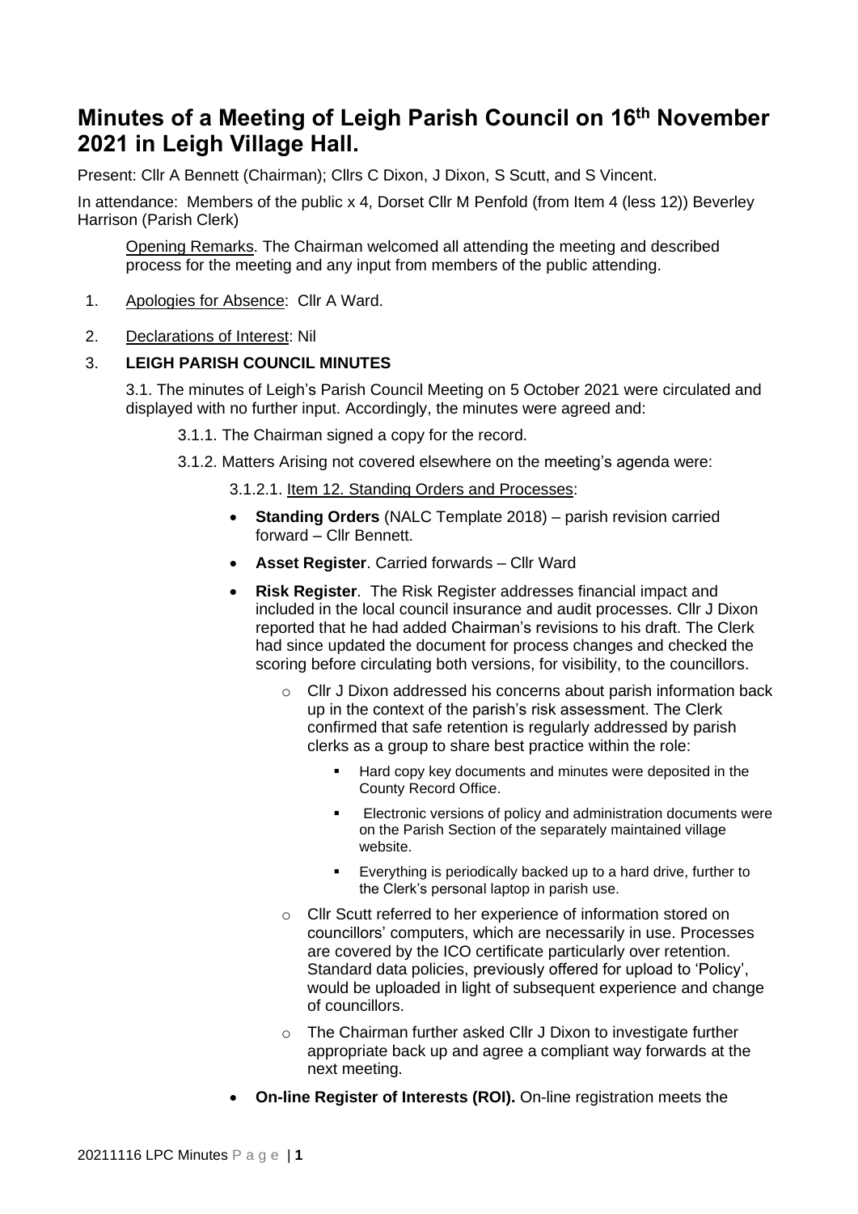# Minutes of a Meeting of Leigh Parish Council on 16th November 2021 in Leigh Village Hall.

Present: Cllr A Bennett (Chairman); Cllrs C Dixon, J Dixon, S Scutt, and S Vincent.

In attendance: Members of the public x 4, Dorset Cllr M Penfold (from Item 4 (less 12)) Beverley Harrison (Parish Clerk)

Opening Remarks. The Chairman welcomed all attending the meeting and described process for the meeting and any input from members of the public attending.

1. Apologies for Absence: Cllr A Ward.
2. Declarations of Interest: Nil
3. **LEIGH PARISH COUNCIL MINUTES**

3.1. The minutes of Leigh's Parish Council Meeting on 5 October 2021 were circulated and displayed with no further input. Accordingly, the minutes were agreed and:

3.1.1. The Chairman signed a copy for the record.

3.1.2. Matters Arising not covered elsewhere on the meeting's agenda were:

3.1.2.1. Item 12. Standing Orders and Processes:

- **Standing Orders** (NALC Template 2018) – parish revision carried forward – Cllr Bennett.
- **Asset Register**. Carried forwards – Cllr Ward
- **Risk Register**. The Risk Register addresses financial impact and included in the local council insurance and audit processes. Cllr J Dixon reported that he had added Chairman's revisions to his draft. The Clerk had since updated the document for process changes and checked the scoring before circulating both versions, for visibility, to the councillors.
  - Cllr J Dixon addressed his concerns about parish information back up in the context of the parish's risk assessment. The Clerk confirmed that safe retention is regularly addressed by parish clerks as a group to share best practice within the role:
    - Hard copy key documents and minutes were deposited in the County Record Office.
    - Electronic versions of policy and administration documents were on the Parish Section of the separately maintained village website.
    - Everything is periodically backed up to a hard drive, further to the Clerk's personal laptop in parish use.
  - Cllr Scutt referred to her experience of information stored on councillors' computers, which are necessarily in use. Processes are covered by the ICO certificate particularly over retention. Standard data policies, previously offered for upload to 'Policy', would be uploaded in light of subsequent experience and change of councillors.
  - The Chairman further asked Cllr J Dixon to investigate further appropriate back up and agree a compliant way forwards at the next meeting.
- **On-line Register of Interests (ROI).** On-line registration meets the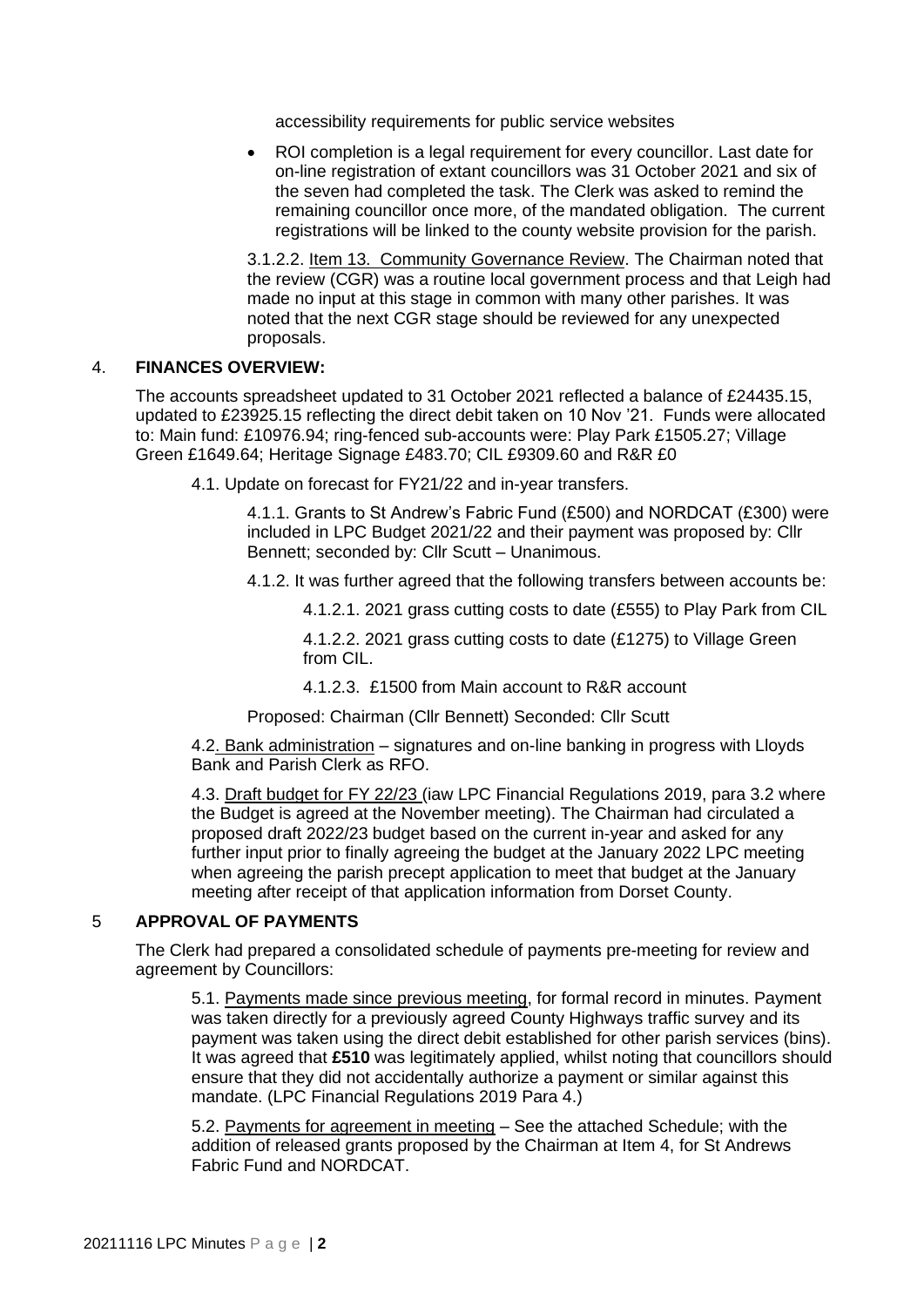accessibility requirements for public service websites

- ROI completion is a legal requirement for every councillor. Last date for on-line registration of extant councillors was 31 October 2021 and six of the seven had completed the task. The Clerk was asked to remind the remaining councillor once more, of the mandated obligation. The current registrations will be linked to the county website provision for the parish.

3.1.2.2. Item 13. Community Governance Review. The Chairman noted that the review (CGR) was a routine local government process and that Leigh had made no input at this stage in common with many other parishes. It was noted that the next CGR stage should be reviewed for any unexpected proposals.

## 4. FINANCES OVERVIEW:

The accounts spreadsheet updated to 31 October 2021 reflected a balance of £24435.15, updated to £23925.15 reflecting the direct debit taken on 10 Nov '21. Funds were allocated to: Main fund: £10976.94; ring-fenced sub-accounts were: Play Park £1505.27; Village Green £1649.64; Heritage Signage £483.70; CIL £9309.60 and R&R £0

4.1. Update on forecast for FY21/22 and in-year transfers.

4.1.1. Grants to St Andrew's Fabric Fund (£500) and NORDCAT (£300) were included in LPC Budget 2021/22 and their payment was proposed by: Cllr Bennett; seconded by: Cllr Scutt – Unanimous.

4.1.2. It was further agreed that the following transfers between accounts be:

4.1.2.1. 2021 grass cutting costs to date (£555) to Play Park from CIL

4.1.2.2. 2021 grass cutting costs to date (£1275) to Village Green from CIL.

4.1.2.3. £1500 from Main account to R&R account

Proposed: Chairman (Cllr Bennett) Seconded: Cllr Scutt

4.2. Bank administration – signatures and on-line banking in progress with Lloyds Bank and Parish Clerk as RFO.

4.3. Draft budget for FY 22/23 (iaw LPC Financial Regulations 2019, para 3.2 where the Budget is agreed at the November meeting). The Chairman had circulated a proposed draft 2022/23 budget based on the current in-year and asked for any further input prior to finally agreeing the budget at the January 2022 LPC meeting when agreeing the parish precept application to meet that budget at the January meeting after receipt of that application information from Dorset County.

## 5 APPROVAL OF PAYMENTS

The Clerk had prepared a consolidated schedule of payments pre-meeting for review and agreement by Councillors:

5.1. Payments made since previous meeting, for formal record in minutes. Payment was taken directly for a previously agreed County Highways traffic survey and its payment was taken using the direct debit established for other parish services (bins). It was agreed that **£510** was legitimately applied, whilst noting that councillors should ensure that they did not accidentally authorize a payment or similar against this mandate. (LPC Financial Regulations 2019 Para 4.)

5.2. Payments for agreement in meeting – See the attached Schedule; with the addition of released grants proposed by the Chairman at Item 4, for St Andrews Fabric Fund and NORDCAT.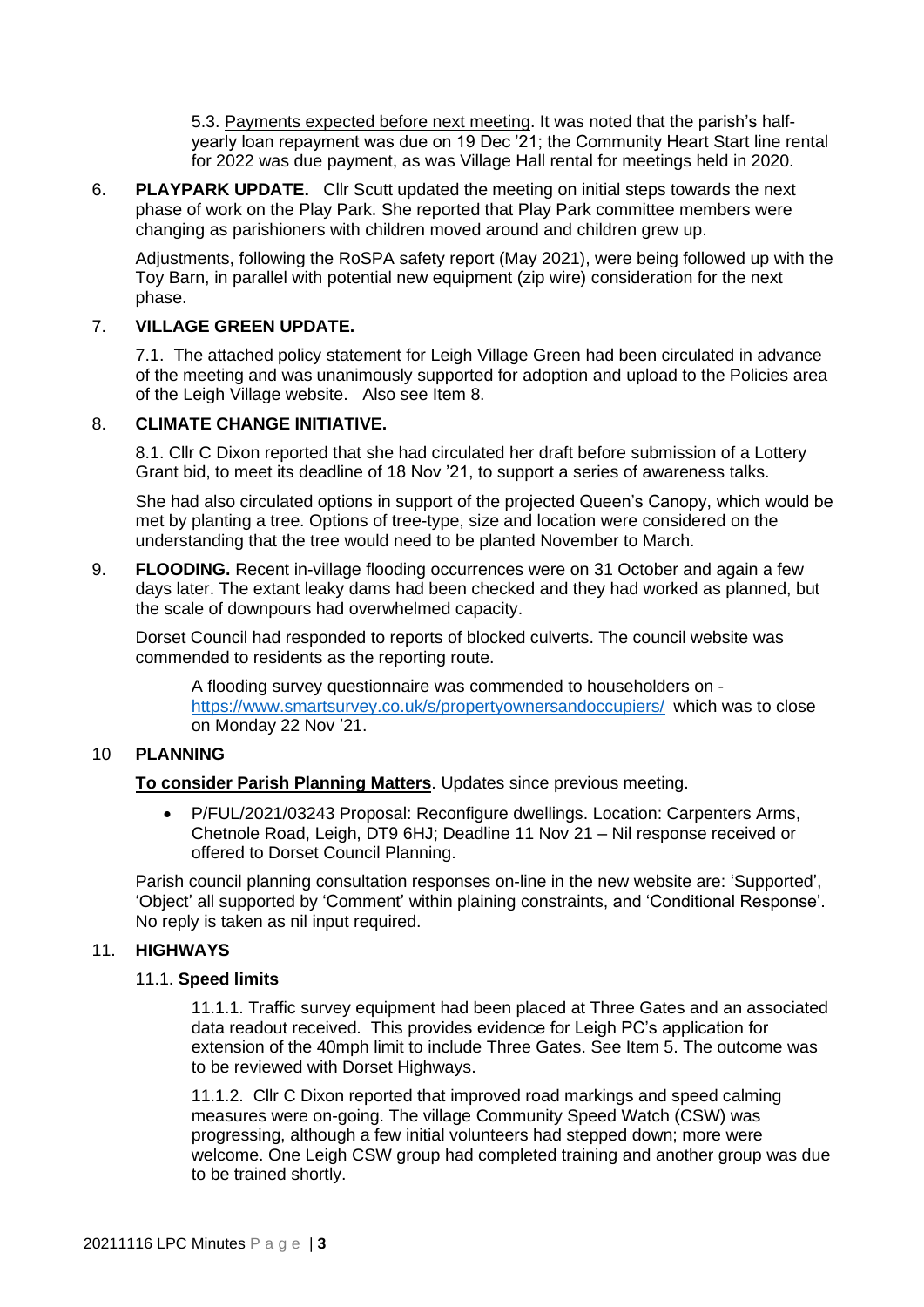5.3. Payments expected before next meeting. It was noted that the parish's half-yearly loan repayment was due on 19 Dec '21; the Community Heart Start line rental for 2022 was due payment, as was Village Hall rental for meetings held in 2020.

6. **PLAYPARK UPDATE.** Cllr Scutt updated the meeting on initial steps towards the next phase of work on the Play Park. She reported that Play Park committee members were changing as parishioners with children moved around and children grew up.

   Adjustments, following the RoSPA safety report (May 2021), were being followed up with the Toy Barn, in parallel with potential new equipment (zip wire) consideration for the next phase.

7. **VILLAGE GREEN UPDATE.**

   7.1. The attached policy statement for Leigh Village Green had been circulated in advance of the meeting and was unanimously supported for adoption and upload to the Policies area of the Leigh Village website. Also see Item 8.

8. **CLIMATE CHANGE INITIATIVE.**

   8.1. Cllr C Dixon reported that she had circulated her draft before submission of a Lottery Grant bid, to meet its deadline of 18 Nov '21, to support a series of awareness talks.

   She had also circulated options in support of the projected Queen's Canopy, which would be met by planting a tree. Options of tree-type, size and location were considered on the understanding that the tree would need to be planted November to March.

9. **FLOODING.** Recent in-village flooding occurrences were on 31 October and again a few days later. The extant leaky dams had been checked and they had worked as planned, but the scale of downpours had overwhelmed capacity.

   Dorset Council had responded to reports of blocked culverts. The council website was commended to residents as the reporting route.

   A flooding survey questionnaire was commended to householders on - https://www.smartsurvey.co.uk/s/propertyownersandoccupiers/ which was to close on Monday 22 Nov '21.

10 **PLANNING**

   **To consider Parish Planning Matters**. Updates since previous meeting.

   - P/FUL/2021/03243 Proposal: Reconfigure dwellings. Location: Carpenters Arms, Chetnole Road, Leigh, DT9 6HJ; Deadline 11 Nov 21 – Nil response received or offered to Dorset Council Planning.

   Parish council planning consultation responses on-line in the new website are: 'Supported', 'Object' all supported by 'Comment' within plaining constraints, and 'Conditional Response'. No reply is taken as nil input required.

11. **HIGHWAYS**

   11.1. **Speed limits**

   11.1.1. Traffic survey equipment had been placed at Three Gates and an associated data readout received. This provides evidence for Leigh PC's application for extension of the 40mph limit to include Three Gates. See Item 5. The outcome was to be reviewed with Dorset Highways.

   11.1.2. Cllr C Dixon reported that improved road markings and speed calming measures were on-going. The village Community Speed Watch (CSW) was progressing, although a few initial volunteers had stepped down; more were welcome. One Leigh CSW group had completed training and another group was due to be trained shortly.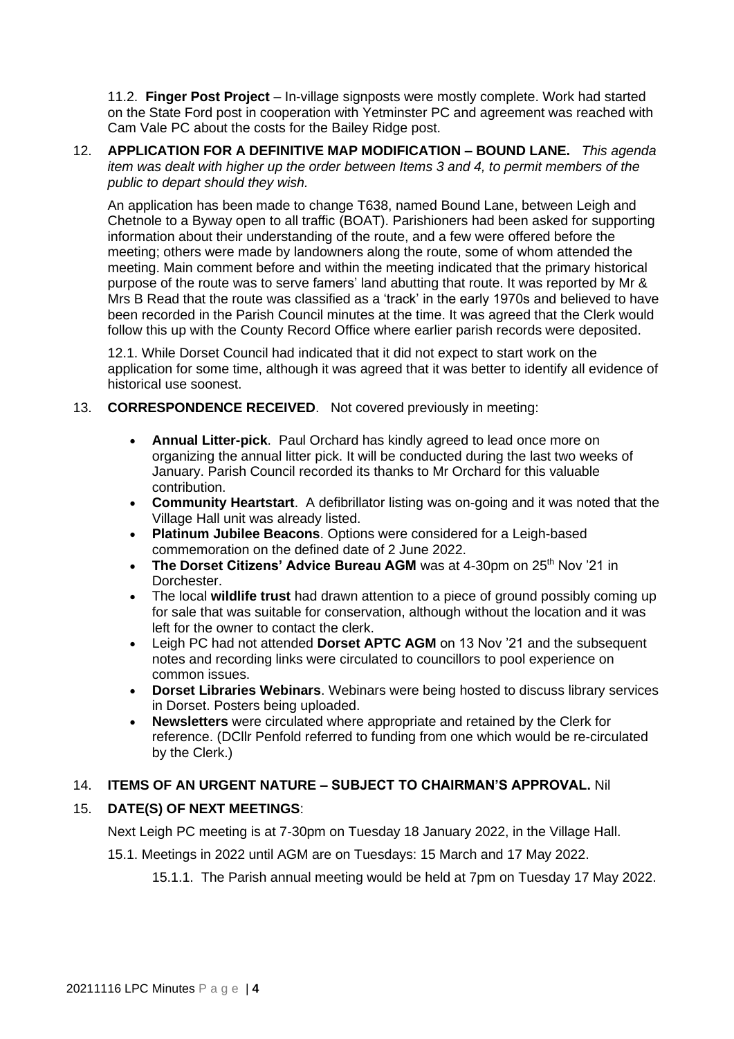11.2. **Finger Post Project** – In-village signposts were mostly complete. Work had started on the State Ford post in cooperation with Yetminster PC and agreement was reached with Cam Vale PC about the costs for the Bailey Ridge post.

12. **APPLICATION FOR A DEFINITIVE MAP MODIFICATION – BOUND LANE.** *This agenda item was dealt with higher up the order between Items 3 and 4, to permit members of the public to depart should they wish.*

    An application has been made to change T638, named Bound Lane, between Leigh and Chetnole to a Byway open to all traffic (BOAT). Parishioners had been asked for supporting information about their understanding of the route, and a few were offered before the meeting; others were made by landowners along the route, some of whom attended the meeting. Main comment before and within the meeting indicated that the primary historical purpose of the route was to serve famers' land abutting that route. It was reported by Mr & Mrs B Read that the route was classified as a 'track' in the early 1970s and believed to have been recorded in the Parish Council minutes at the time. It was agreed that the Clerk would follow this up with the County Record Office where earlier parish records were deposited.

    12.1. While Dorset Council had indicated that it did not expect to start work on the application for some time, although it was agreed that it was better to identify all evidence of historical use soonest.

13. **CORRESPONDENCE RECEIVED**. Not covered previously in meeting:

    - **Annual Litter-pick**. Paul Orchard has kindly agreed to lead once more on organizing the annual litter pick. It will be conducted during the last two weeks of January. Parish Council recorded its thanks to Mr Orchard for this valuable contribution.
    - **Community Heartstart**. A defibrillator listing was on-going and it was noted that the Village Hall unit was already listed.
    - **Platinum Jubilee Beacons**. Options were considered for a Leigh-based commemoration on the defined date of 2 June 2022.
    - **The Dorset Citizens' Advice Bureau AGM** was at 4-30pm on 25th Nov '21 in Dorchester.
    - The local **wildlife trust** had drawn attention to a piece of ground possibly coming up for sale that was suitable for conservation, although without the location and it was left for the owner to contact the clerk.
    - Leigh PC had not attended **Dorset APTC AGM** on 13 Nov '21 and the subsequent notes and recording links were circulated to councillors to pool experience on common issues.
    - **Dorset Libraries Webinars**. Webinars were being hosted to discuss library services in Dorset. Posters being uploaded.
    - **Newsletters** were circulated where appropriate and retained by the Clerk for reference. (DCllr Penfold referred to funding from one which would be re-circulated by the Clerk.)

14. **ITEMS OF AN URGENT NATURE – SUBJECT TO CHAIRMAN'S APPROVAL.** Nil

15. **DATE(S) OF NEXT MEETINGS**:

    Next Leigh PC meeting is at 7-30pm on Tuesday 18 January 2022, in the Village Hall.

    15.1. Meetings in 2022 until AGM are on Tuesdays: 15 March and 17 May 2022.

    15.1.1. The Parish annual meeting would be held at 7pm on Tuesday 17 May 2022.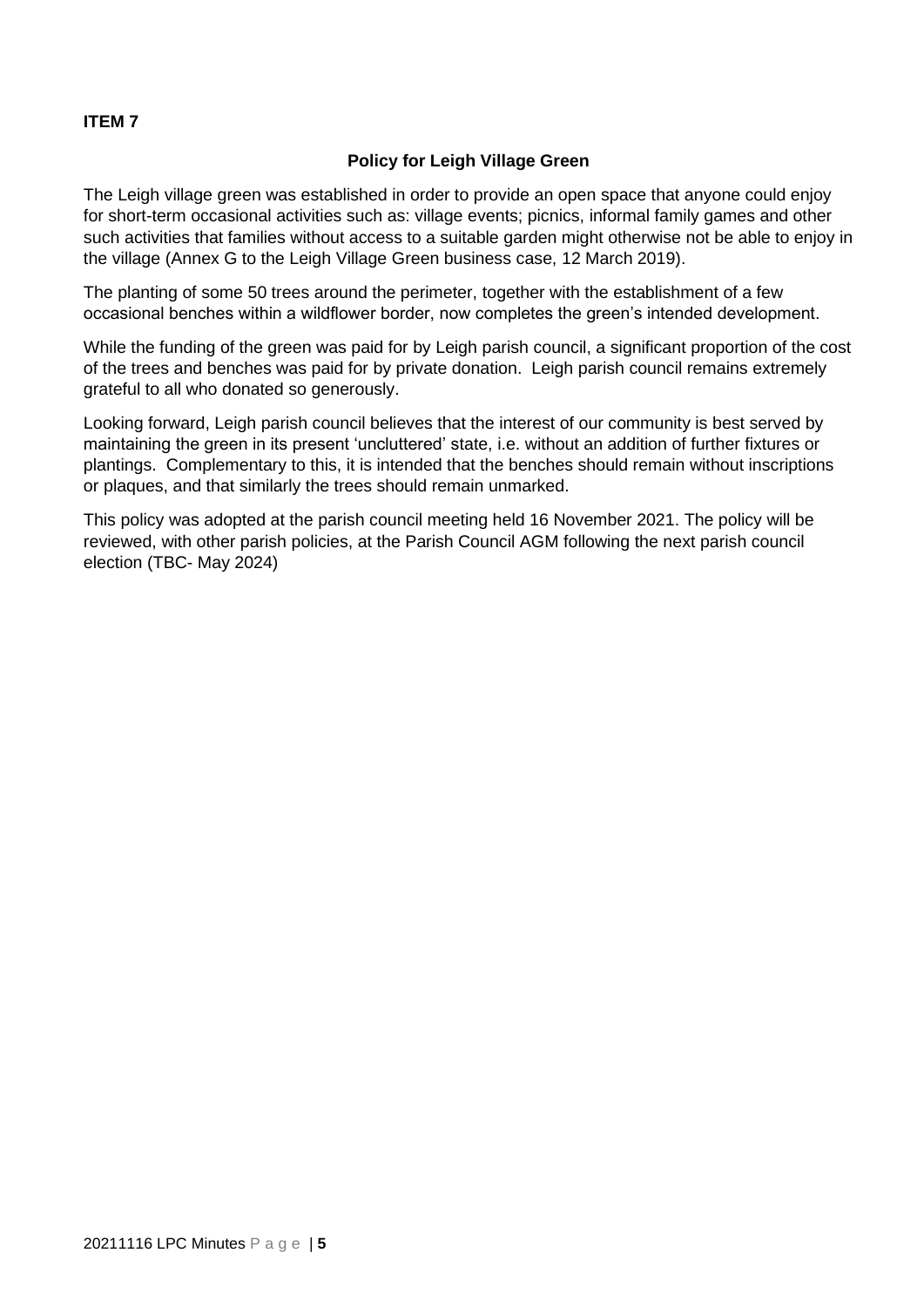**ITEM 7**

## Policy for Leigh Village Green

The Leigh village green was established in order to provide an open space that anyone could enjoy for short-term occasional activities such as: village events; picnics, informal family games and other such activities that families without access to a suitable garden might otherwise not be able to enjoy in the village (Annex G to the Leigh Village Green business case, 12 March 2019).

The planting of some 50 trees around the perimeter, together with the establishment of a few occasional benches within a wildflower border, now completes the green's intended development.

While the funding of the green was paid for by Leigh parish council, a significant proportion of the cost of the trees and benches was paid for by private donation. Leigh parish council remains extremely grateful to all who donated so generously.

Looking forward, Leigh parish council believes that the interest of our community is best served by maintaining the green in its present 'uncluttered' state, i.e. without an addition of further fixtures or plantings. Complementary to this, it is intended that the benches should remain without inscriptions or plaques, and that similarly the trees should remain unmarked.

This policy was adopted at the parish council meeting held 16 November 2021. The policy will be reviewed, with other parish policies, at the Parish Council AGM following the next parish council election (TBC- May 2024)